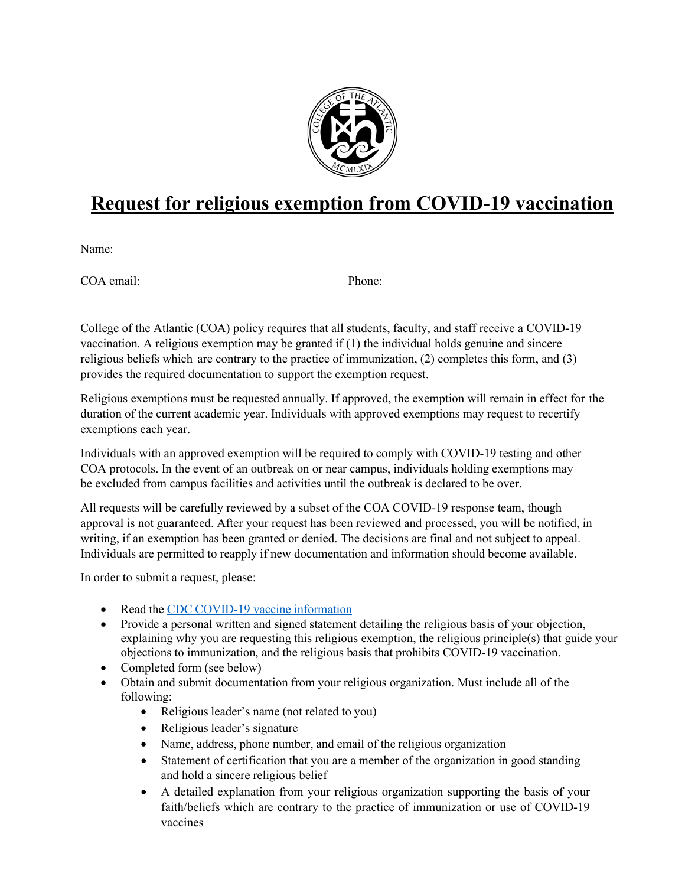# Request for religious exemption from COVID-19 vaccination

Name: ______________________________________________________________________

COA email: ______________________________ Phone: ______________________________

College of the Atlantic (COA) policy requires that all students, faculty, and staff receive a COVID-19 vaccination. A religious exemption may be granted if (1) the individual holds genuine and sincere religious beliefs which are contrary to the practice of immunization, (2) completes this form, and (3) provides the required documentation to support the exemption request.

Religious exemptions must be requested annually. If approved, the exemption will remain in effect for the duration of the current academic year. Individuals with approved exemptions may request to recertify exemptions each year.

Individuals with an approved exemption will be required to comply with COVID-19 testing and other COA protocols. In the event of an outbreak on or near campus, individuals holding exemptions may be excluded from campus facilities and activities until the outbreak is declared to be over.

All requests will be carefully reviewed by a subset of the COA COVID-19 response team, though approval is not guaranteed. After your request has been reviewed and processed, you will be notified, in writing, if an exemption has been granted or denied. The decisions are final and not subject to appeal. Individuals are permitted to reapply if new documentation and information should become available.

In order to submit a request, please:

- Read the CDC COVID-19 vaccine information
- Provide a personal written and signed statement detailing the religious basis of your objection, explaining why you are requesting this religious exemption, the religious principle(s) that guide your objections to immunization, and the religious basis that prohibits COVID-19 vaccination.
- Completed form (see below)
- Obtain and submit documentation from your religious organization. Must include all of the following:
  - Religious leader's name (not related to you)
  - Religious leader's signature
  - Name, address, phone number, and email of the religious organization
  - Statement of certification that you are a member of the organization in good standing and hold a sincere religious belief
  - A detailed explanation from your religious organization supporting the basis of your faith/beliefs which are contrary to the practice of immunization or use of COVID-19 vaccines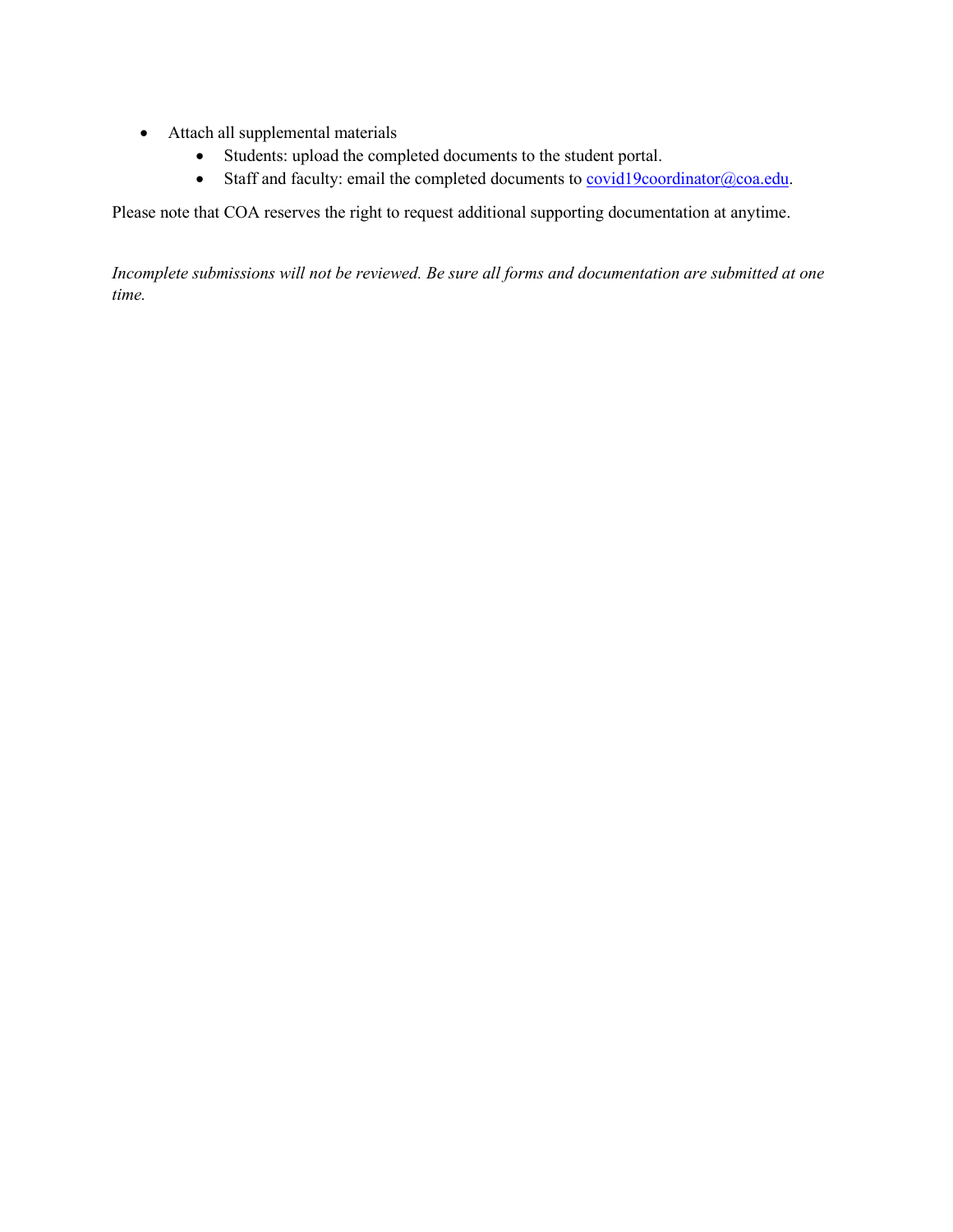- Attach all supplemental materials
    - Students: upload the completed documents to the student portal.
    - Staff and faculty: email the completed documents to covid19coordinator@coa.edu.

Please note that COA reserves the right to request additional supporting documentation at anytime.

*Incomplete submissions will not be reviewed. Be sure all forms and documentation are submitted at one time.*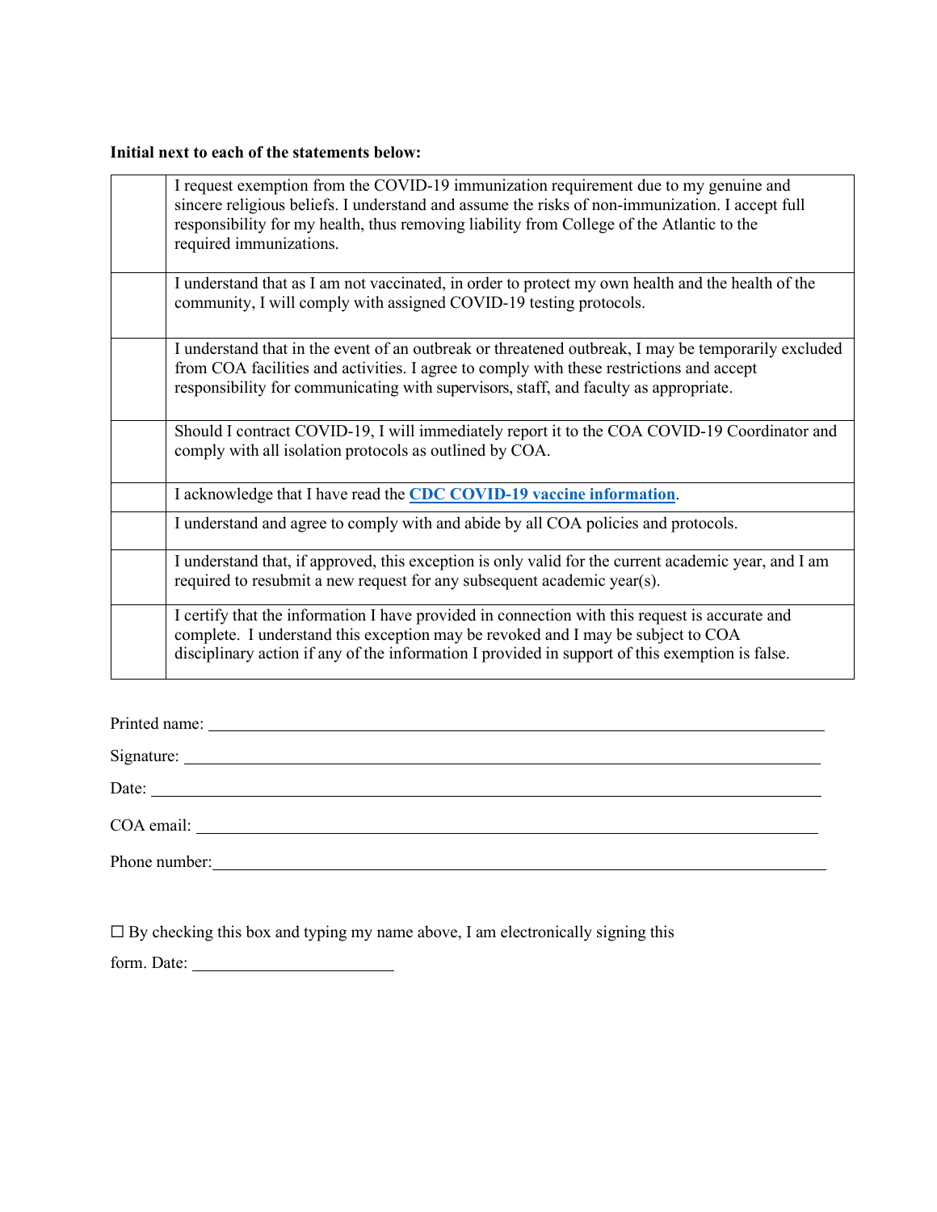**Initial next to each of the statements below:**

| | |
|---|---|
| | I request exemption from the COVID-19 immunization requirement due to my genuine and sincere religious beliefs. I understand and assume the risks of non-immunization. I accept full responsibility for my health, thus removing liability from College of the Atlantic to the required immunizations. |
| | I understand that as I am not vaccinated, in order to protect my own health and the health of the community, I will comply with assigned COVID-19 testing protocols. |
| | I understand that in the event of an outbreak or threatened outbreak, I may be temporarily excluded from COA facilities and activities. I agree to comply with these restrictions and accept responsibility for communicating with supervisors, staff, and faculty as appropriate. |
| | Should I contract COVID-19, I will immediately report it to the COA COVID-19 Coordinator and comply with all isolation protocols as outlined by COA. |
| | I acknowledge that I have read the **CDC COVID-19 vaccine information**. |
| | I understand and agree to comply with and abide by all COA policies and protocols. |
| | I understand that, if approved, this exception is only valid for the current academic year, and I am required to resubmit a new request for any subsequent academic year(s). |
| | I certify that the information I have provided in connection with this request is accurate and complete. I understand this exception may be revoked and I may be subject to COA disciplinary action if any of the information I provided in support of this exemption is false. |

Printed name: ______________________________

Signature: ______________________________

Date: ______________________________

COA email: ______________________________

Phone number: ______________________________

☐ By checking this box and typing my name above, I am electronically signing this form. Date: ____________